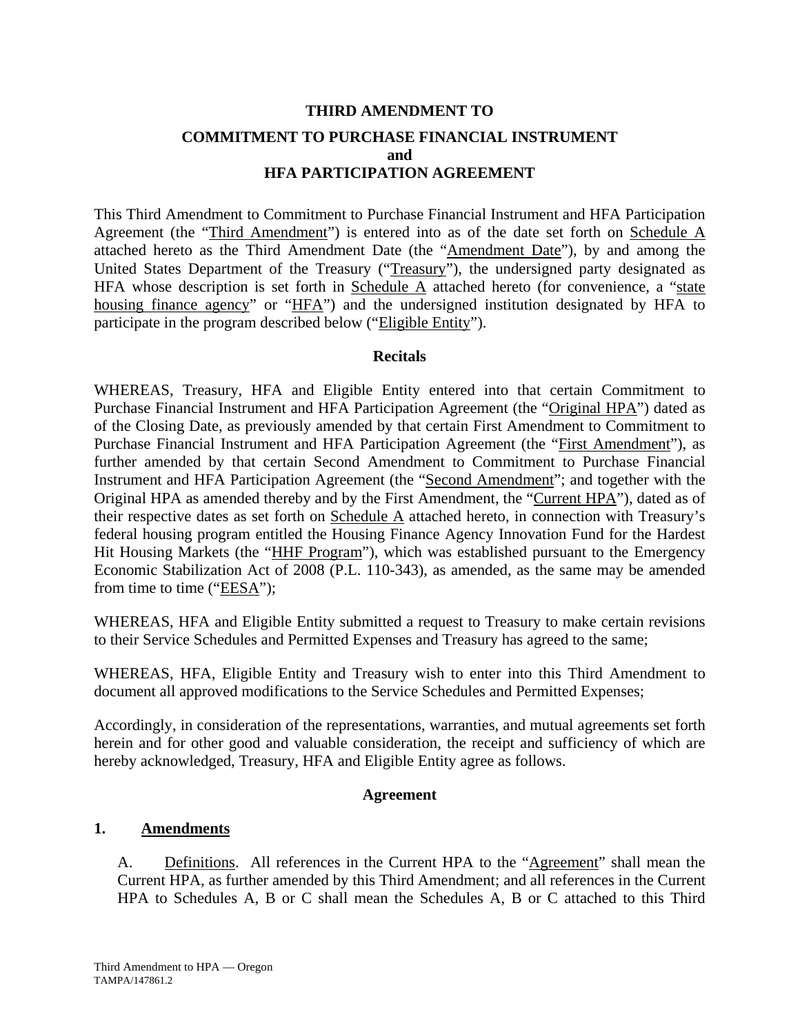# THIRD AMENDMENT TO

## COMMITMENT TO PURCHASE FINANCIAL INSTRUMENT and HFA PARTICIPATION AGREEMENT

This Third Amendment to Commitment to Purchase Financial Instrument and HFA Participation Agreement (the "Third Amendment") is entered into as of the date set forth on Schedule A attached hereto as the Third Amendment Date (the "Amendment Date"), by and among the United States Department of the Treasury ("Treasury"), the undersigned party designated as HFA whose description is set forth in Schedule A attached hereto (for convenience, a "state housing finance agency" or "HFA") and the undersigned institution designated by HFA to participate in the program described below ("Eligible Entity").

### Recitals

WHEREAS, Treasury, HFA and Eligible Entity entered into that certain Commitment to Purchase Financial Instrument and HFA Participation Agreement (the "Original HPA") dated as of the Closing Date, as previously amended by that certain First Amendment to Commitment to Purchase Financial Instrument and HFA Participation Agreement (the "First Amendment"), as further amended by that certain Second Amendment to Commitment to Purchase Financial Instrument and HFA Participation Agreement (the "Second Amendment"; and together with the Original HPA as amended thereby and by the First Amendment, the "Current HPA"), dated as of their respective dates as set forth on Schedule A attached hereto, in connection with Treasury's federal housing program entitled the Housing Finance Agency Innovation Fund for the Hardest Hit Housing Markets (the "HHF Program"), which was established pursuant to the Emergency Economic Stabilization Act of 2008 (P.L. 110-343), as amended, as the same may be amended from time to time ("EESA");

WHEREAS, HFA and Eligible Entity submitted a request to Treasury to make certain revisions to their Service Schedules and Permitted Expenses and Treasury has agreed to the same;

WHEREAS, HFA, Eligible Entity and Treasury wish to enter into this Third Amendment to document all approved modifications to the Service Schedules and Permitted Expenses;

Accordingly, in consideration of the representations, warranties, and mutual agreements set forth herein and for other good and valuable consideration, the receipt and sufficiency of which are hereby acknowledged, Treasury, HFA and Eligible Entity agree as follows.

### Agreement

**1. Amendments**

A. Definitions. All references in the Current HPA to the "Agreement" shall mean the Current HPA, as further amended by this Third Amendment; and all references in the Current HPA to Schedules A, B or C shall mean the Schedules A, B or C attached to this Third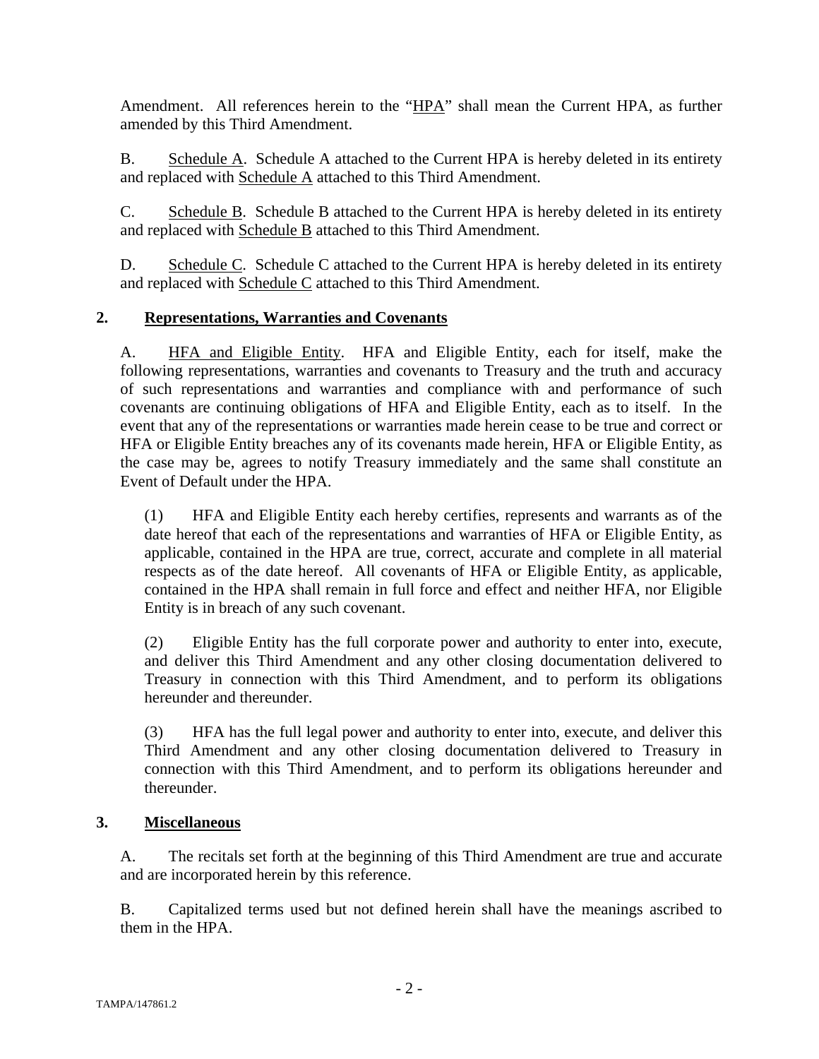Amendment. All references herein to the "HPA" shall mean the Current HPA, as further amended by this Third Amendment.

B. Schedule A. Schedule A attached to the Current HPA is hereby deleted in its entirety and replaced with Schedule A attached to this Third Amendment.

C. Schedule B. Schedule B attached to the Current HPA is hereby deleted in its entirety and replaced with Schedule B attached to this Third Amendment.

D. Schedule C. Schedule C attached to the Current HPA is hereby deleted in its entirety and replaced with Schedule C attached to this Third Amendment.

## 2. Representations, Warranties and Covenants

A. HFA and Eligible Entity. HFA and Eligible Entity, each for itself, make the following representations, warranties and covenants to Treasury and the truth and accuracy of such representations and warranties and compliance with and performance of such covenants are continuing obligations of HFA and Eligible Entity, each as to itself. In the event that any of the representations or warranties made herein cease to be true and correct or HFA or Eligible Entity breaches any of its covenants made herein, HFA or Eligible Entity, as the case may be, agrees to notify Treasury immediately and the same shall constitute an Event of Default under the HPA.

(1) HFA and Eligible Entity each hereby certifies, represents and warrants as of the date hereof that each of the representations and warranties of HFA or Eligible Entity, as applicable, contained in the HPA are true, correct, accurate and complete in all material respects as of the date hereof. All covenants of HFA or Eligible Entity, as applicable, contained in the HPA shall remain in full force and effect and neither HFA, nor Eligible Entity is in breach of any such covenant.

(2) Eligible Entity has the full corporate power and authority to enter into, execute, and deliver this Third Amendment and any other closing documentation delivered to Treasury in connection with this Third Amendment, and to perform its obligations hereunder and thereunder.

(3) HFA has the full legal power and authority to enter into, execute, and deliver this Third Amendment and any other closing documentation delivered to Treasury in connection with this Third Amendment, and to perform its obligations hereunder and thereunder.

## 3. Miscellaneous

A. The recitals set forth at the beginning of this Third Amendment are true and accurate and are incorporated herein by this reference.

B. Capitalized terms used but not defined herein shall have the meanings ascribed to them in the HPA.

TAMPA/147861.2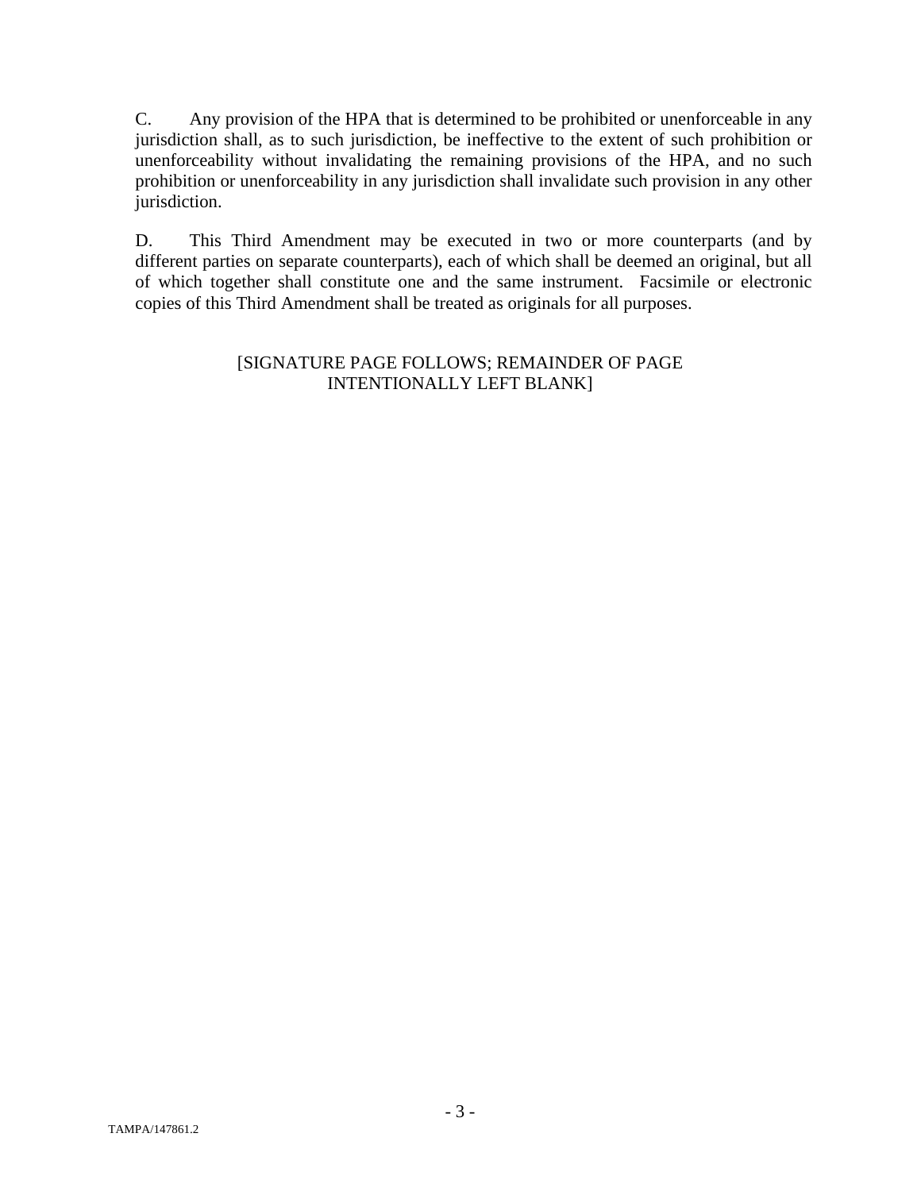C. Any provision of the HPA that is determined to be prohibited or unenforceable in any jurisdiction shall, as to such jurisdiction, be ineffective to the extent of such prohibition or unenforceability without invalidating the remaining provisions of the HPA, and no such prohibition or unenforceability in any jurisdiction shall invalidate such provision in any other jurisdiction.

D. This Third Amendment may be executed in two or more counterparts (and by different parties on separate counterparts), each of which shall be deemed an original, but all of which together shall constitute one and the same instrument. Facsimile or electronic copies of this Third Amendment shall be treated as originals for all purposes.

[SIGNATURE PAGE FOLLOWS; REMAINDER OF PAGE INTENTIONALLY LEFT BLANK]

TAMPA/147861.2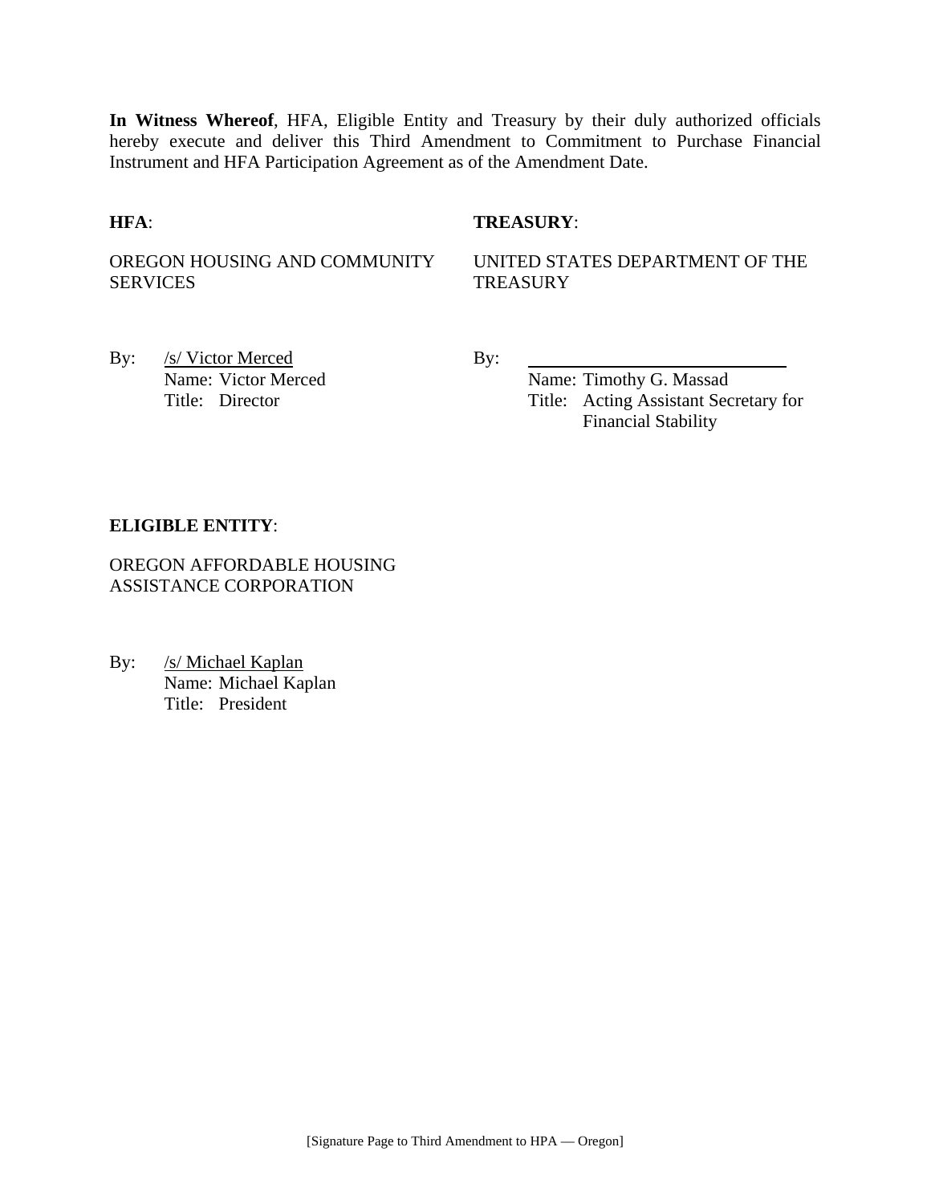**In Witness Whereof**, HFA, Eligible Entity and Treasury by their duly authorized officials hereby execute and deliver this Third Amendment to Commitment to Purchase Financial Instrument and HFA Participation Agreement as of the Amendment Date.

**HFA**:

OREGON HOUSING AND COMMUNITY SERVICES

By: /s/ Victor Merced
Name: Victor Merced
Title: Director

**TREASURY**:

UNITED STATES DEPARTMENT OF THE TREASURY

By: ______________________________
Name: Timothy G. Massad
Title: Acting Assistant Secretary for Financial Stability

**ELIGIBLE ENTITY**:

OREGON AFFORDABLE HOUSING ASSISTANCE CORPORATION

By: /s/ Michael Kaplan
Name: Michael Kaplan
Title: President

[Signature Page to Third Amendment to HPA — Oregon]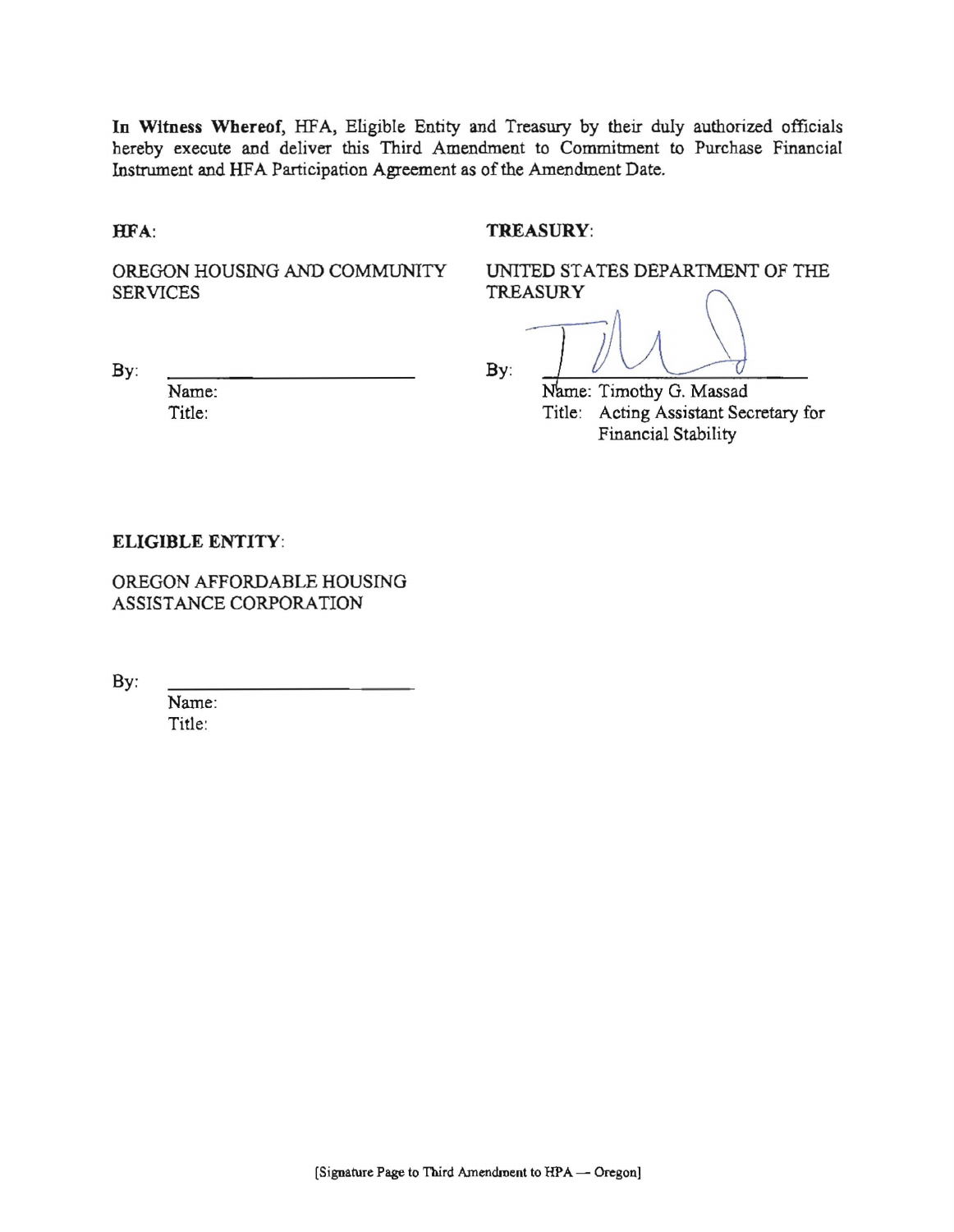**In Witness Whereof,** HFA, Eligible Entity and Treasury by their duly authorized officials hereby execute and deliver this Third Amendment to Commitment to Purchase Financial Instrument and HFA Participation Agreement as of the Amendment Date.

**HFA**:

OREGON HOUSING AND COMMUNITY SERVICES

By: \_\_\_\_\_\_\_\_\_\_\_\_\_\_\_\_\_\_\_\_\_\_\_\_
Name:
Title:

**TREASURY**:

UNITED STATES DEPARTMENT OF THE TREASURY

By: \_\_\_\_\_\_\_\_\_\_\_\_\_\_\_\_\_\_\_\_\_\_\_\_
Name: Timothy G. Massad
Title: Acting Assistant Secretary for Financial Stability

**ELIGIBLE ENTITY**:

OREGON AFFORDABLE HOUSING ASSISTANCE CORPORATION

By: \_\_\_\_\_\_\_\_\_\_\_\_\_\_\_\_\_\_\_\_\_\_\_\_
Name:
Title:

[Signature Page to Third Amendment to HPA — Oregon]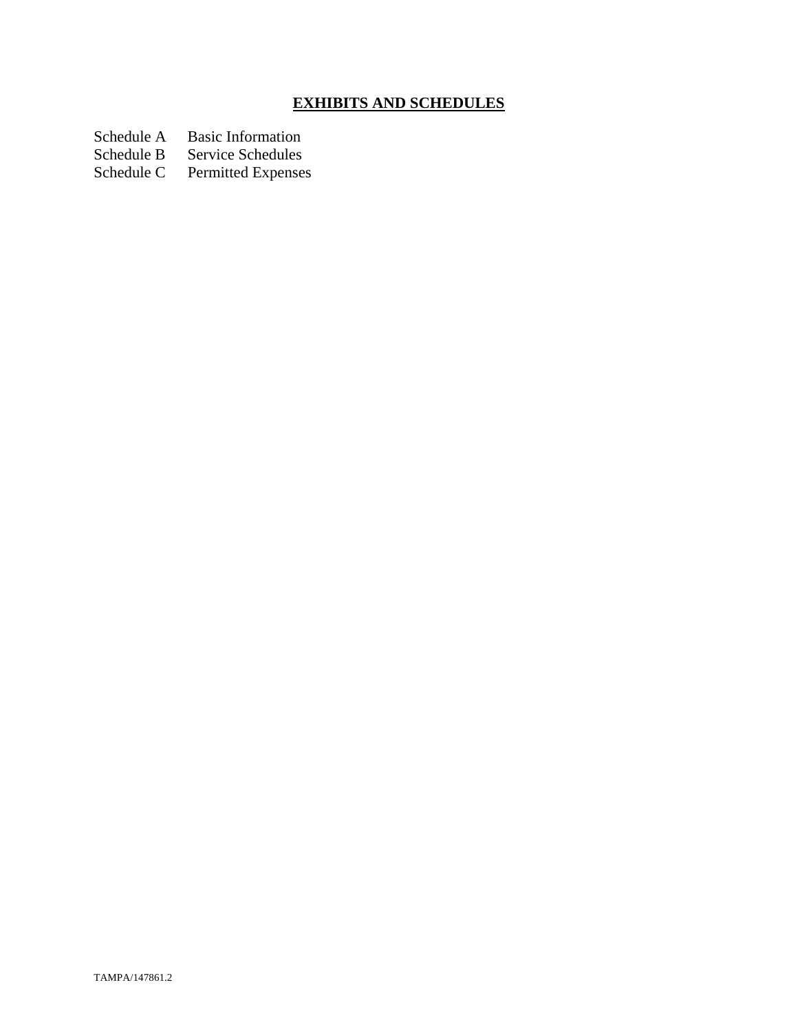## **EXHIBITS AND SCHEDULES**

Schedule A Basic Information
Schedule B Service Schedules
Schedule C Permitted Expenses

TAMPA/147861.2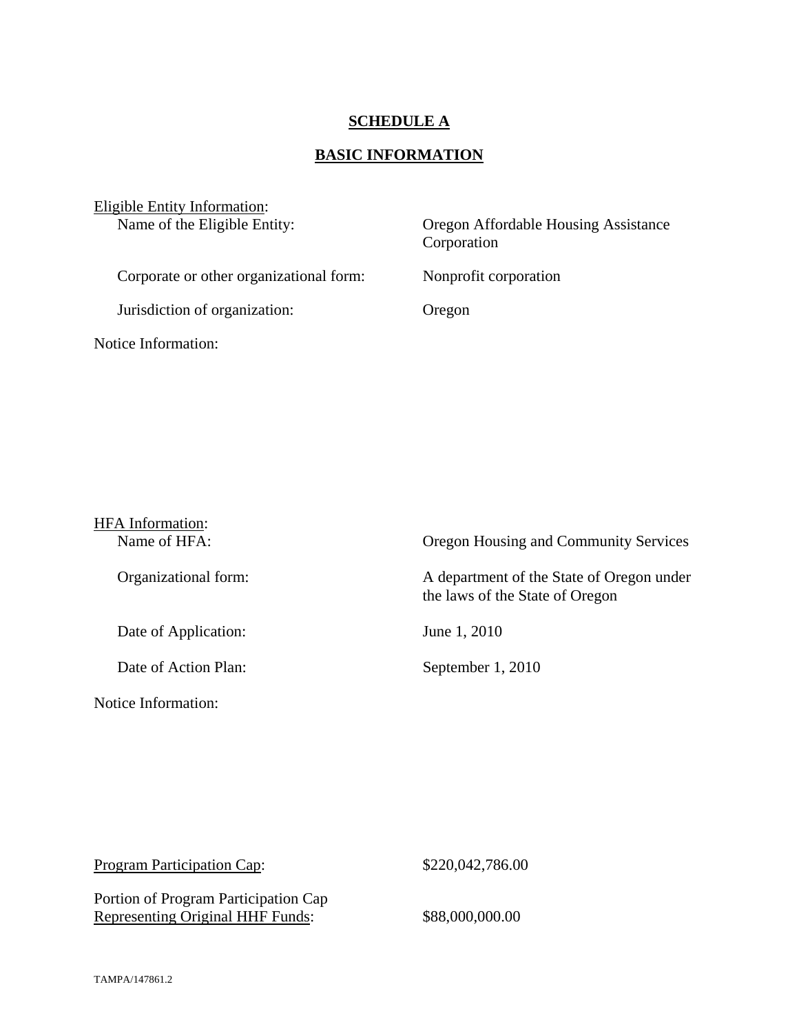## SCHEDULE A

## BASIC INFORMATION

Eligible Entity Information:

| | |
|---|---|
| Name of the Eligible Entity: | Oregon Affordable Housing Assistance Corporation |
| Corporate or other organizational form: | Nonprofit corporation |
| Jurisdiction of organization: | Oregon |

Notice Information:

HFA Information:

| | |
|---|---|
| Name of HFA: | Oregon Housing and Community Services |
| Organizational form: | A department of the State of Oregon under the laws of the State of Oregon |
| Date of Application: | June 1, 2010 |
| Date of Action Plan: | September 1, 2010 |

Notice Information:

| | |
|---|---|
| Program Participation Cap: | $220,042,786.00 |
| Portion of Program Participation Cap Representing Original HHF Funds: | $88,000,000.00 |

TAMPA/147861.2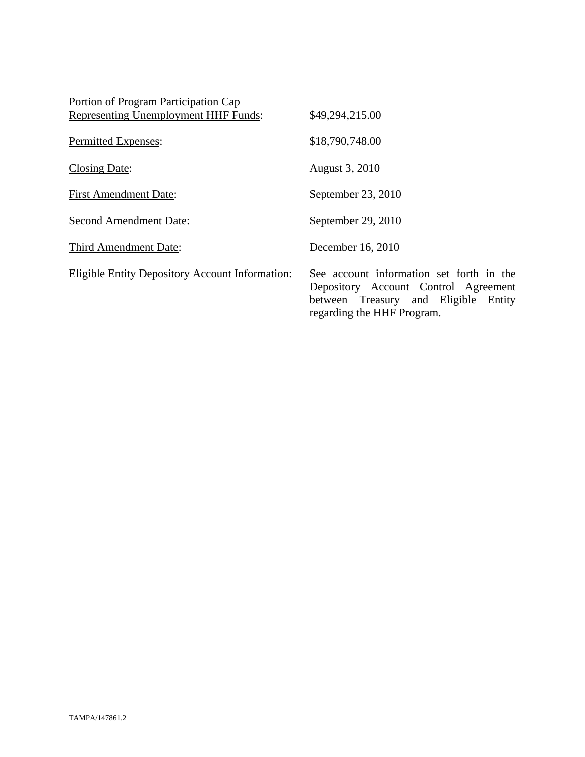| | |
|---|---|
| Portion of Program Participation Cap <u>Representing Unemployment HHF Funds</u>: | $49,294,215.00 |
| <u>Permitted Expenses</u>: | $18,790,748.00 |
| <u>Closing Date</u>: | August 3, 2010 |
| <u>First Amendment Date</u>: | September 23, 2010 |
| <u>Second Amendment Date</u>: | September 29, 2010 |
| <u>Third Amendment Date</u>: | December 16, 2010 |
| <u>Eligible Entity Depository Account Information</u>: | See account information set forth in the Depository Account Control Agreement between Treasury and Eligible Entity regarding the HHF Program. |

TAMPA/147861.2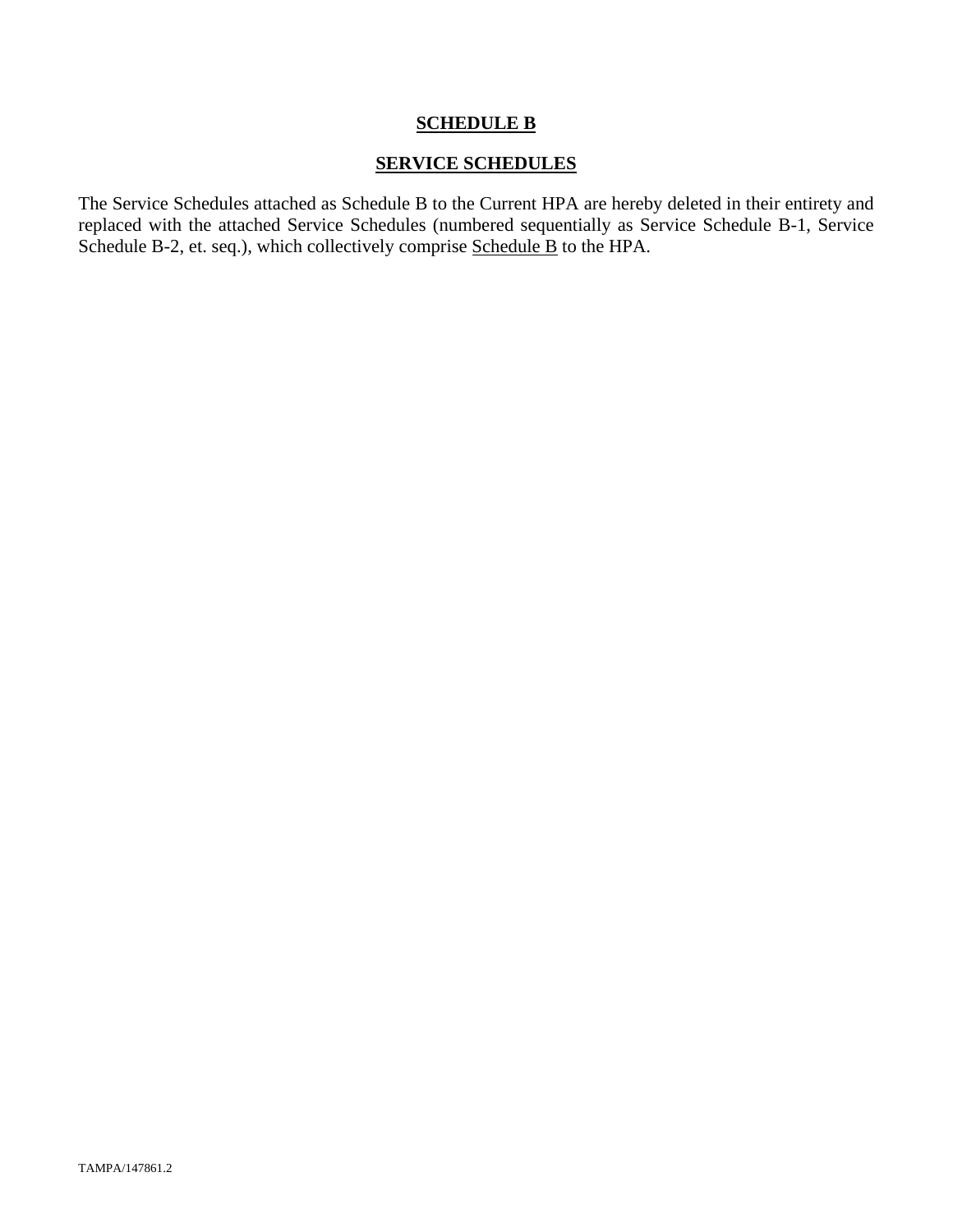# **SCHEDULE B**

## **SERVICE SCHEDULES**

The Service Schedules attached as Schedule B to the Current HPA are hereby deleted in their entirety and replaced with the attached Service Schedules (numbered sequentially as Service Schedule B-1, Service Schedule B-2, et. seq.), which collectively comprise Schedule B to the HPA.

TAMPA/147861.2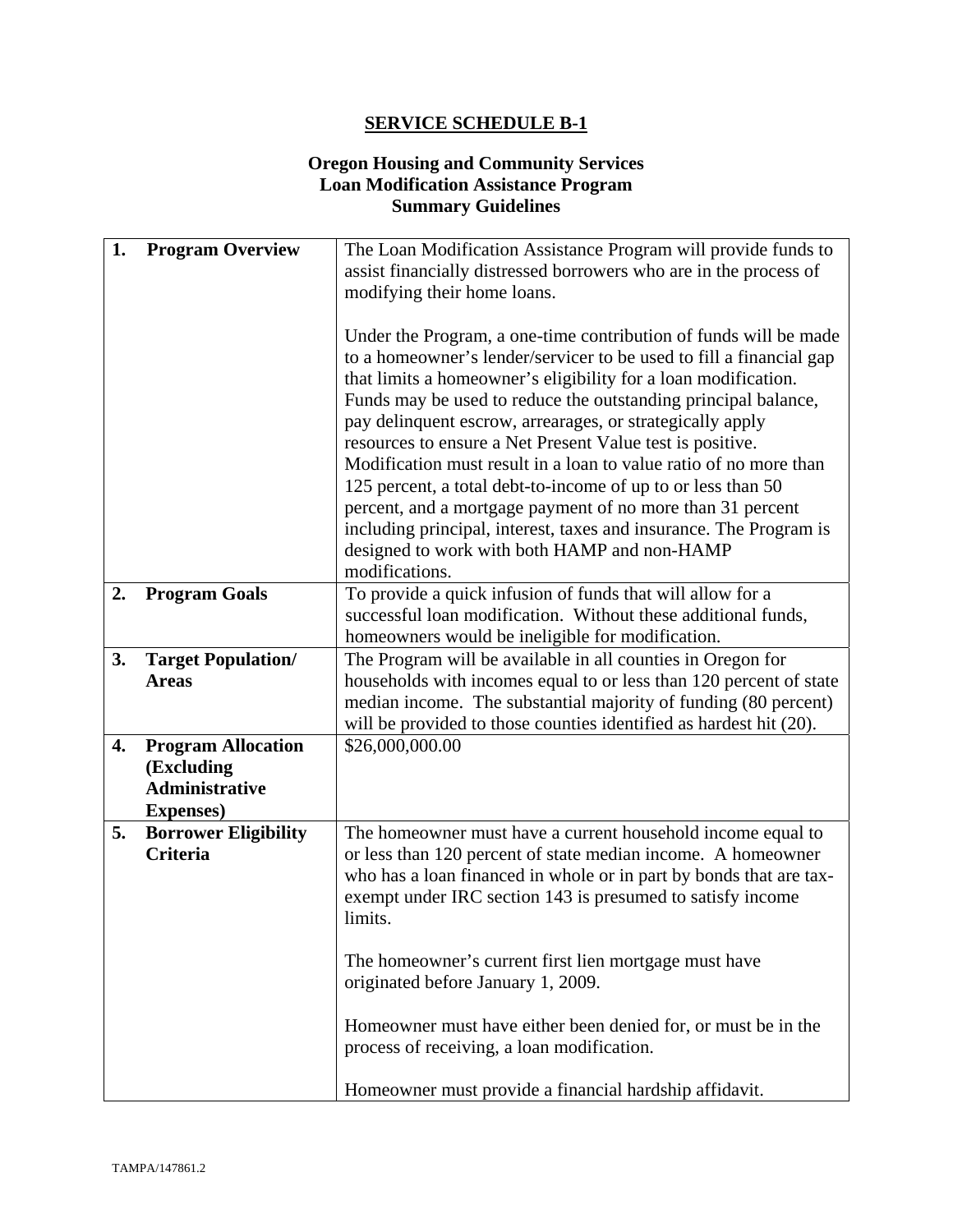# SERVICE SCHEDULE B-1

## Oregon Housing and Community Services Loan Modification Assistance Program Summary Guidelines

| | |
|---|---|
| **1. Program Overview** | The Loan Modification Assistance Program will provide funds to assist financially distressed borrowers who are in the process of modifying their home loans.<br><br>Under the Program, a one-time contribution of funds will be made to a homeowner's lender/servicer to be used to fill a financial gap that limits a homeowner's eligibility for a loan modification. Funds may be used to reduce the outstanding principal balance, pay delinquent escrow, arrearages, or strategically apply resources to ensure a Net Present Value test is positive. Modification must result in a loan to value ratio of no more than 125 percent, a total debt-to-income of up to or less than 50 percent, and a mortgage payment of no more than 31 percent including principal, interest, taxes and insurance. The Program is designed to work with both HAMP and non-HAMP modifications. |
| **2. Program Goals** | To provide a quick infusion of funds that will allow for a successful loan modification. Without these additional funds, homeowners would be ineligible for modification. |
| **3. Target Population/ Areas** | The Program will be available in all counties in Oregon for households with incomes equal to or less than 120 percent of state median income. The substantial majority of funding (80 percent) will be provided to those counties identified as hardest hit (20). |
| **4. Program Allocation (Excluding Administrative Expenses)** | \$26,000,000.00 |
| **5. Borrower Eligibility Criteria** | The homeowner must have a current household income equal to or less than 120 percent of state median income. A homeowner who has a loan financed in whole or in part by bonds that are tax-exempt under IRC section 143 is presumed to satisfy income limits.<br><br>The homeowner's current first lien mortgage must have originated before January 1, 2009.<br><br>Homeowner must have either been denied for, or must be in the process of receiving, a loan modification.<br><br>Homeowner must provide a financial hardship affidavit. |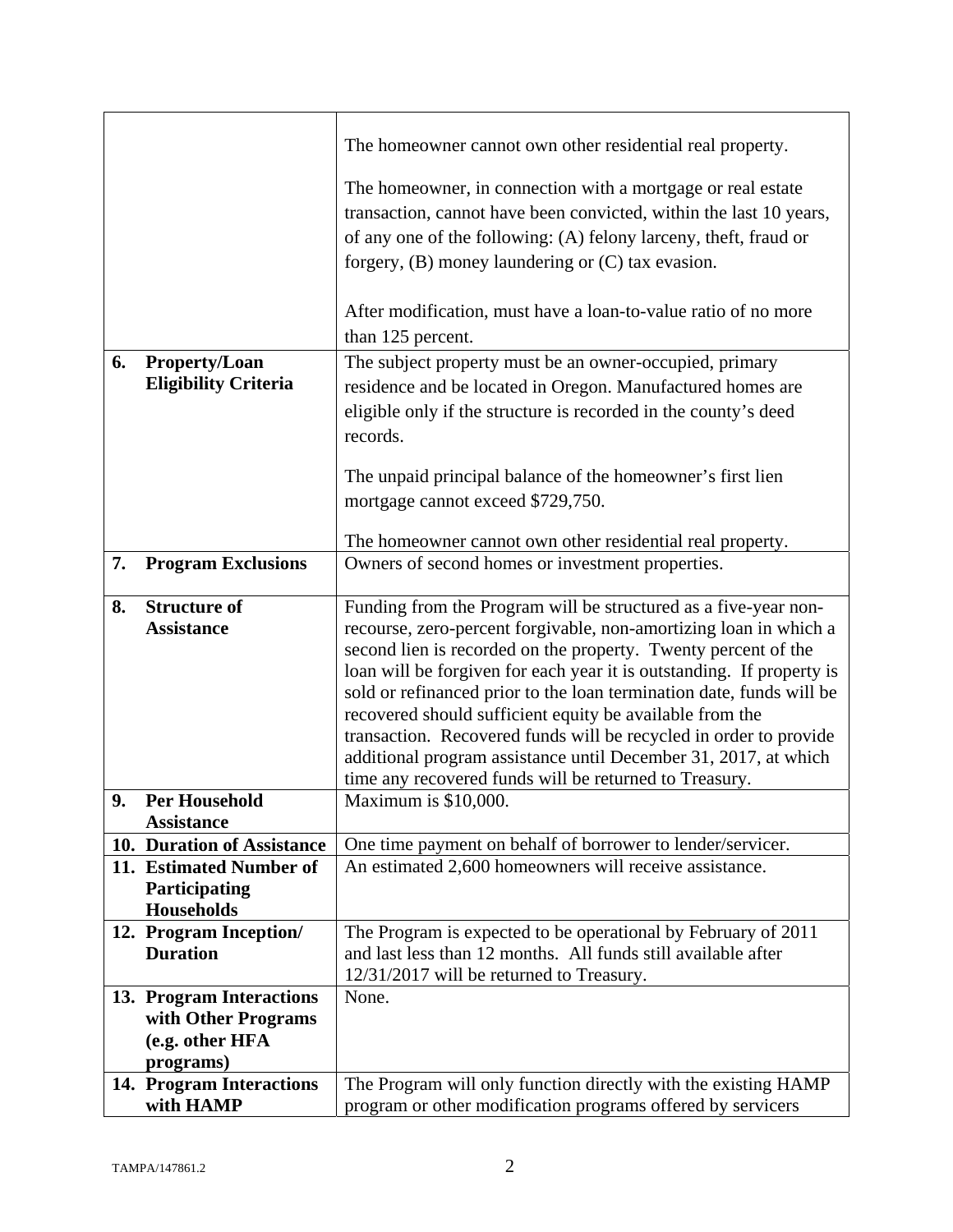| | |
|---|---|
| | The homeowner cannot own other residential real property.<br><br>The homeowner, in connection with a mortgage or real estate transaction, cannot have been convicted, within the last 10 years, of any one of the following: (A) felony larceny, theft, fraud or forgery, (B) money laundering or (C) tax evasion.<br><br>After modification, must have a loan-to-value ratio of no more than 125 percent. |
| **6. Property/Loan Eligibility Criteria** | The subject property must be an owner-occupied, primary residence and be located in Oregon. Manufactured homes are eligible only if the structure is recorded in the county's deed records.<br><br>The unpaid principal balance of the homeowner's first lien mortgage cannot exceed $729,750.<br><br>The homeowner cannot own other residential real property. |
| **7. Program Exclusions** | Owners of second homes or investment properties. |
| **8. Structure of Assistance** | Funding from the Program will be structured as a five-year non-recourse, zero-percent forgivable, non-amortizing loan in which a second lien is recorded on the property. Twenty percent of the loan will be forgiven for each year it is outstanding. If property is sold or refinanced prior to the loan termination date, funds will be recovered should sufficient equity be available from the transaction. Recovered funds will be recycled in order to provide additional program assistance until December 31, 2017, at which time any recovered funds will be returned to Treasury. |
| **9. Per Household Assistance** | Maximum is $10,000. |
| **10. Duration of Assistance** | One time payment on behalf of borrower to lender/servicer. |
| **11. Estimated Number of Participating Households** | An estimated 2,600 homeowners will receive assistance. |
| **12. Program Inception/ Duration** | The Program is expected to be operational by February of 2011 and last less than 12 months. All funds still available after 12/31/2017 will be returned to Treasury. |
| **13. Program Interactions with Other Programs (e.g. other HFA programs)** | None. |
| **14. Program Interactions with HAMP** | The Program will only function directly with the existing HAMP program or other modification programs offered by servicers |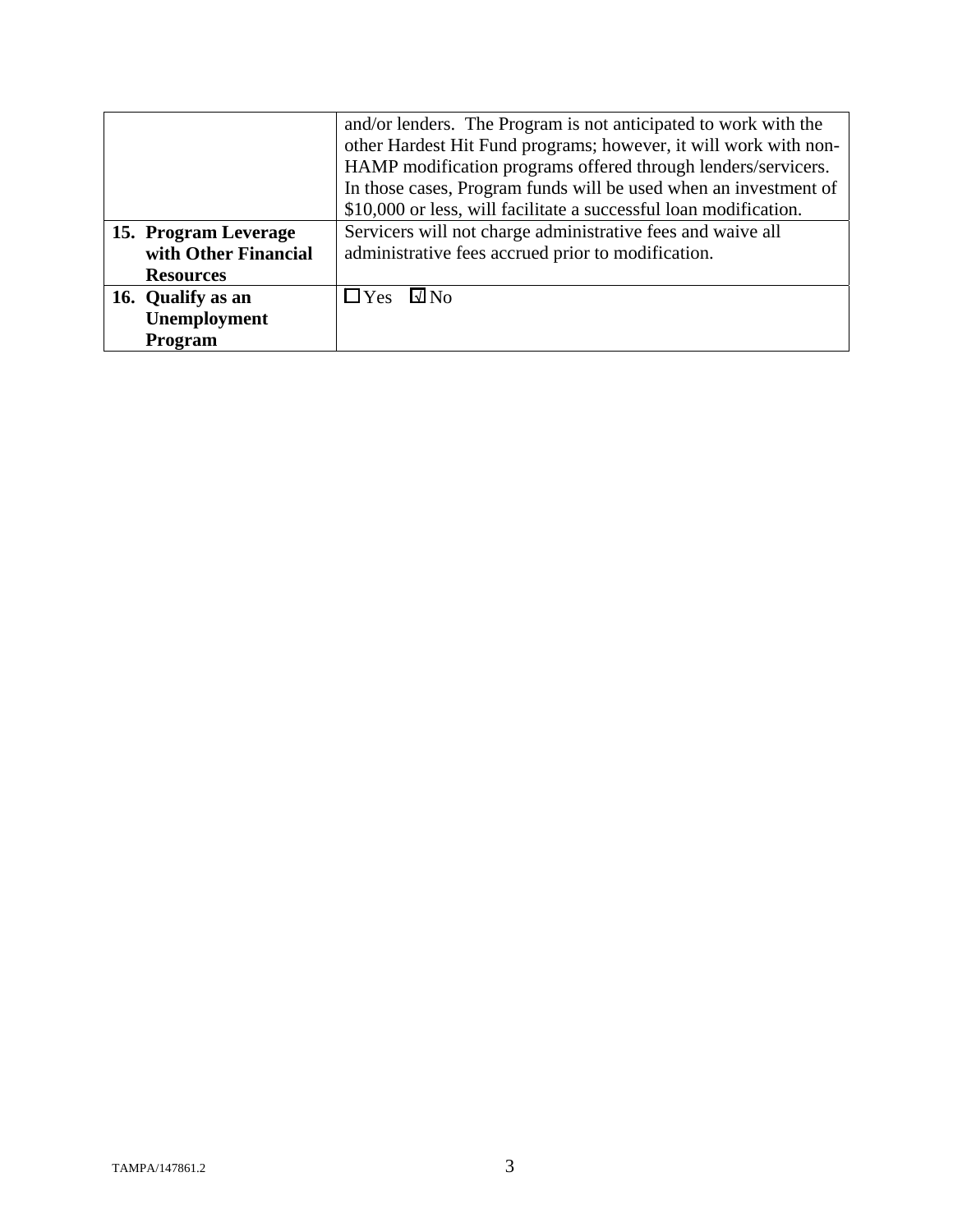| | |
|---|---|
| | and/or lenders. The Program is not anticipated to work with the other Hardest Hit Fund programs; however, it will work with non-HAMP modification programs offered through lenders/servicers. In those cases, Program funds will be used when an investment of $10,000 or less, will facilitate a successful loan modification. |
| **15. Program Leverage with Other Financial Resources** | Servicers will not charge administrative fees and waive all administrative fees accrued prior to modification. |
| **16. Qualify as an Unemployment Program** | ☐ Yes ☑ No |

TAMPA/147861.2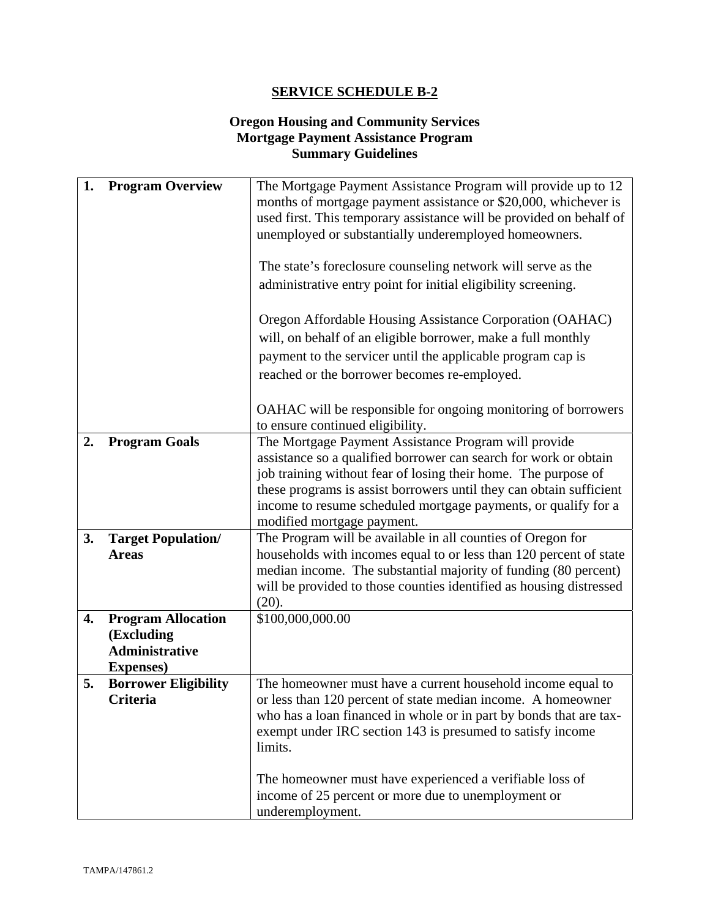## SERVICE SCHEDULE B-2

### Oregon Housing and Community Services
### Mortgage Payment Assistance Program
### Summary Guidelines

| | |
|---|---|
| **1. Program Overview** | The Mortgage Payment Assistance Program will provide up to 12 months of mortgage payment assistance or $20,000, whichever is used first. This temporary assistance will be provided on behalf of unemployed or substantially underemployed homeowners.<br><br>The state's foreclosure counseling network will serve as the administrative entry point for initial eligibility screening.<br><br>Oregon Affordable Housing Assistance Corporation (OAHAC) will, on behalf of an eligible borrower, make a full monthly payment to the servicer until the applicable program cap is reached or the borrower becomes re-employed.<br><br>OAHAC will be responsible for ongoing monitoring of borrowers to ensure continued eligibility. |
| **2. Program Goals** | The Mortgage Payment Assistance Program will provide assistance so a qualified borrower can search for work or obtain job training without fear of losing their home. The purpose of these programs is assist borrowers until they can obtain sufficient income to resume scheduled mortgage payments, or qualify for a modified mortgage payment. |
| **3. Target Population/ Areas** | The Program will be available in all counties of Oregon for households with incomes equal to or less than 120 percent of state median income. The substantial majority of funding (80 percent) will be provided to those counties identified as housing distressed (20). |
| **4. Program Allocation (Excluding Administrative Expenses)** | $100,000,000.00 |
| **5. Borrower Eligibility Criteria** | The homeowner must have a current household income equal to or less than 120 percent of state median income. A homeowner who has a loan financed in whole or in part by bonds that are tax-exempt under IRC section 143 is presumed to satisfy income limits.<br><br>The homeowner must have experienced a verifiable loss of income of 25 percent or more due to unemployment or underemployment. |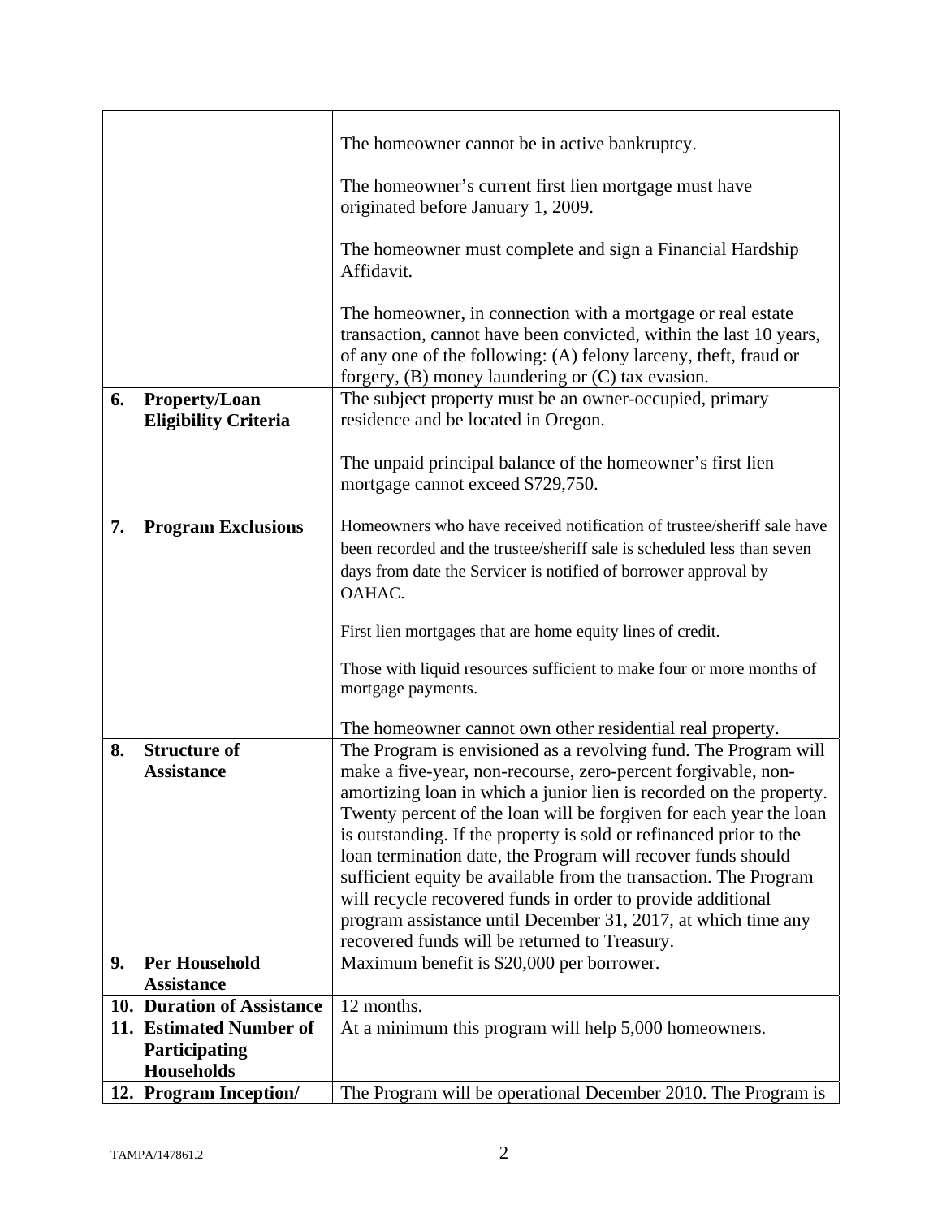| | |
|---|---|
| | The homeowner cannot be in active bankruptcy.<br><br>The homeowner's current first lien mortgage must have originated before January 1, 2009.<br><br>The homeowner must complete and sign a Financial Hardship Affidavit.<br><br>The homeowner, in connection with a mortgage or real estate transaction, cannot have been convicted, within the last 10 years, of any one of the following: (A) felony larceny, theft, fraud or forgery, (B) money laundering or (C) tax evasion. |
| **6. Property/Loan Eligibility Criteria** | The subject property must be an owner-occupied, primary residence and be located in Oregon.<br><br>The unpaid principal balance of the homeowner's first lien mortgage cannot exceed $729,750. |
| **7. Program Exclusions** | Homeowners who have received notification of trustee/sheriff sale have been recorded and the trustee/sheriff sale is scheduled less than seven days from date the Servicer is notified of borrower approval by OAHAC.<br><br>First lien mortgages that are home equity lines of credit.<br><br>Those with liquid resources sufficient to make four or more months of mortgage payments.<br><br>The homeowner cannot own other residential real property. |
| **8. Structure of Assistance** | The Program is envisioned as a revolving fund. The Program will make a five-year, non-recourse, zero-percent forgivable, non-amortizing loan in which a junior lien is recorded on the property. Twenty percent of the loan will be forgiven for each year the loan is outstanding. If the property is sold or refinanced prior to the loan termination date, the Program will recover funds should sufficient equity be available from the transaction. The Program will recycle recovered funds in order to provide additional program assistance until December 31, 2017, at which time any recovered funds will be returned to Treasury. |
| **9. Per Household Assistance** | Maximum benefit is $20,000 per borrower. |
| **10. Duration of Assistance** | 12 months. |
| **11. Estimated Number of Participating Households** | At a minimum this program will help 5,000 homeowners. |
| **12. Program Inception/** | The Program will be operational December 2010. The Program is |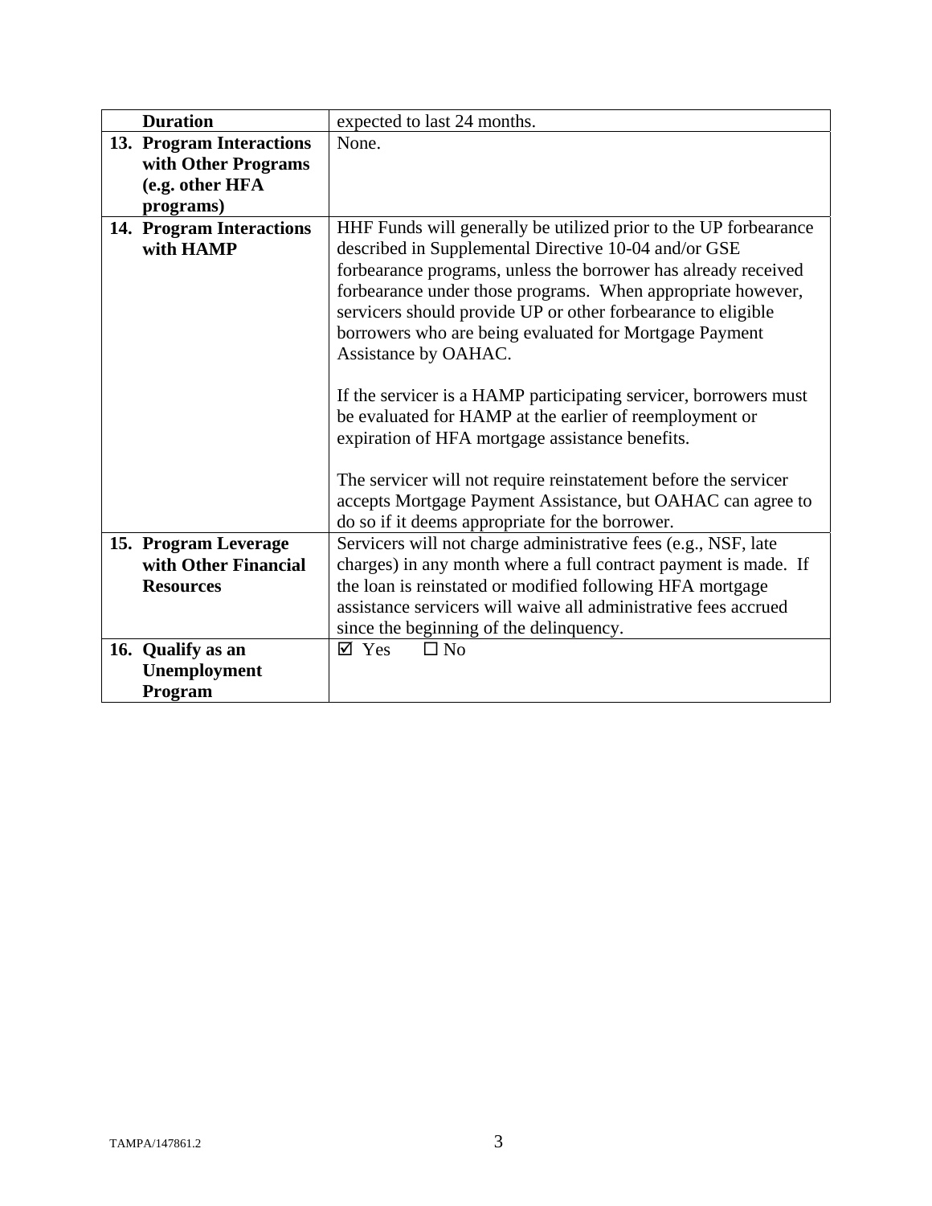| | |
|---|---|
| **Duration** | expected to last 24 months. |
| **13. Program Interactions with Other Programs (e.g. other HFA programs)** | None. |
| **14. Program Interactions with HAMP** | HHF Funds will generally be utilized prior to the UP forbearance described in Supplemental Directive 10-04 and/or GSE forbearance programs, unless the borrower has already received forbearance under those programs. When appropriate however, servicers should provide UP or other forbearance to eligible borrowers who are being evaluated for Mortgage Payment Assistance by OAHAC.<br><br>If the servicer is a HAMP participating servicer, borrowers must be evaluated for HAMP at the earlier of reemployment or expiration of HFA mortgage assistance benefits.<br><br>The servicer will not require reinstatement before the servicer accepts Mortgage Payment Assistance, but OAHAC can agree to do so if it deems appropriate for the borrower. |
| **15. Program Leverage with Other Financial Resources** | Servicers will not charge administrative fees (e.g., NSF, late charges) in any month where a full contract payment is made. If the loan is reinstated or modified following HFA mortgage assistance servicers will waive all administrative fees accrued since the beginning of the delinquency. |
| **16. Qualify as an Unemployment Program** | ☑ Yes ☐ No |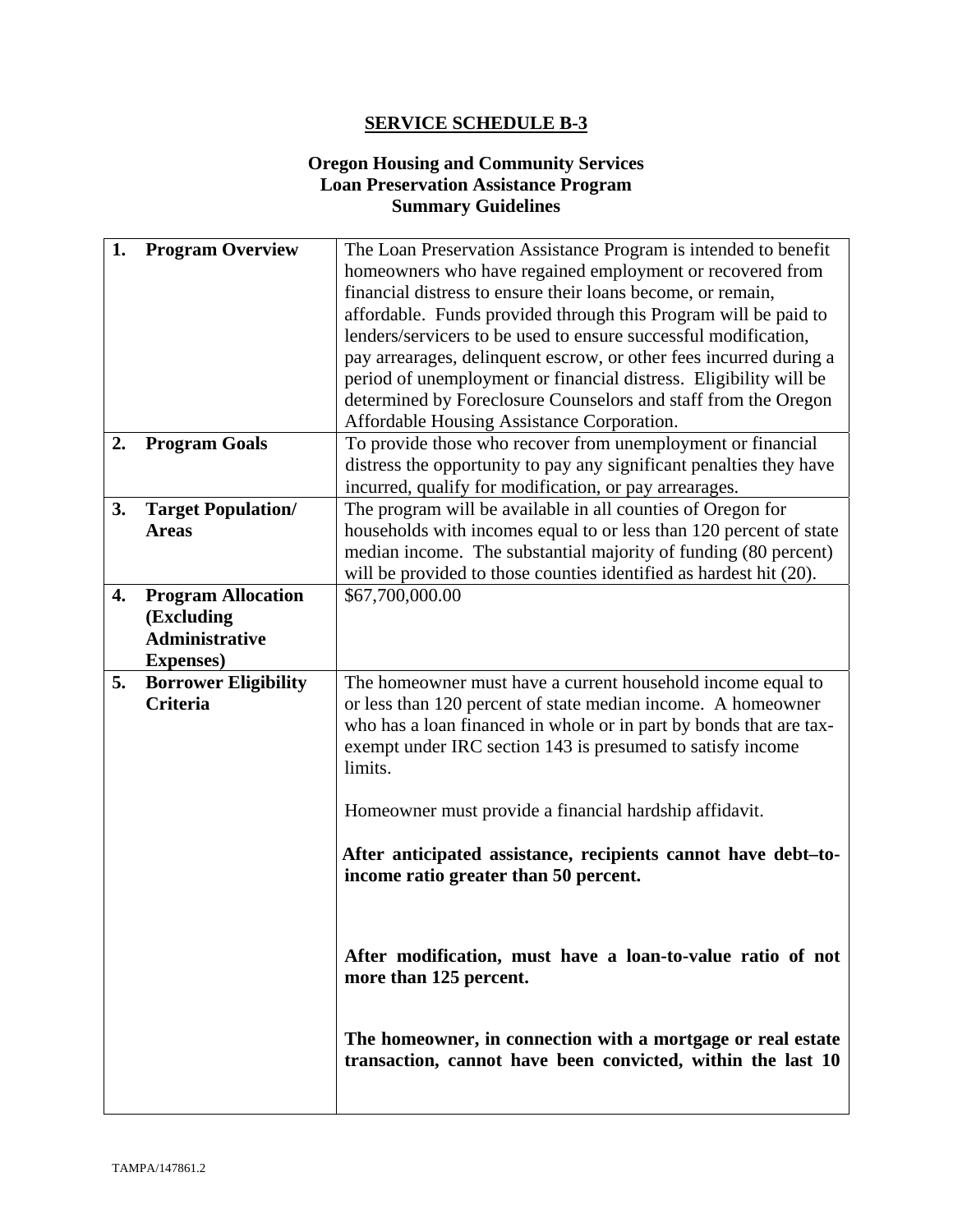## SERVICE SCHEDULE B-3

### Oregon Housing and Community Services
### Loan Preservation Assistance Program
### Summary Guidelines

| | |
|---|---|
| **1. Program Overview** | The Loan Preservation Assistance Program is intended to benefit homeowners who have regained employment or recovered from financial distress to ensure their loans become, or remain, affordable. Funds provided through this Program will be paid to lenders/servicers to be used to ensure successful modification, pay arrearages, delinquent escrow, or other fees incurred during a period of unemployment or financial distress. Eligibility will be determined by Foreclosure Counselors and staff from the Oregon Affordable Housing Assistance Corporation. |
| **2. Program Goals** | To provide those who recover from unemployment or financial distress the opportunity to pay any significant penalties they have incurred, qualify for modification, or pay arrearages. |
| **3. Target Population/ Areas** | The program will be available in all counties of Oregon for households with incomes equal to or less than 120 percent of state median income. The substantial majority of funding (80 percent) will be provided to those counties identified as hardest hit (20). |
| **4. Program Allocation (Excluding Administrative Expenses)** | $67,700,000.00 |
| **5. Borrower Eligibility Criteria** | The homeowner must have a current household income equal to or less than 120 percent of state median income. A homeowner who has a loan financed in whole or in part by bonds that are tax-exempt under IRC section 143 is presumed to satisfy income limits.<br><br>Homeowner must provide a financial hardship affidavit.<br><br>**After anticipated assistance, recipients cannot have debt–to-income ratio greater than 50 percent.**<br><br>**After modification, must have a loan-to-value ratio of not more than 125 percent.**<br><br>**The homeowner, in connection with a mortgage or real estate transaction, cannot have been convicted, within the last 10** |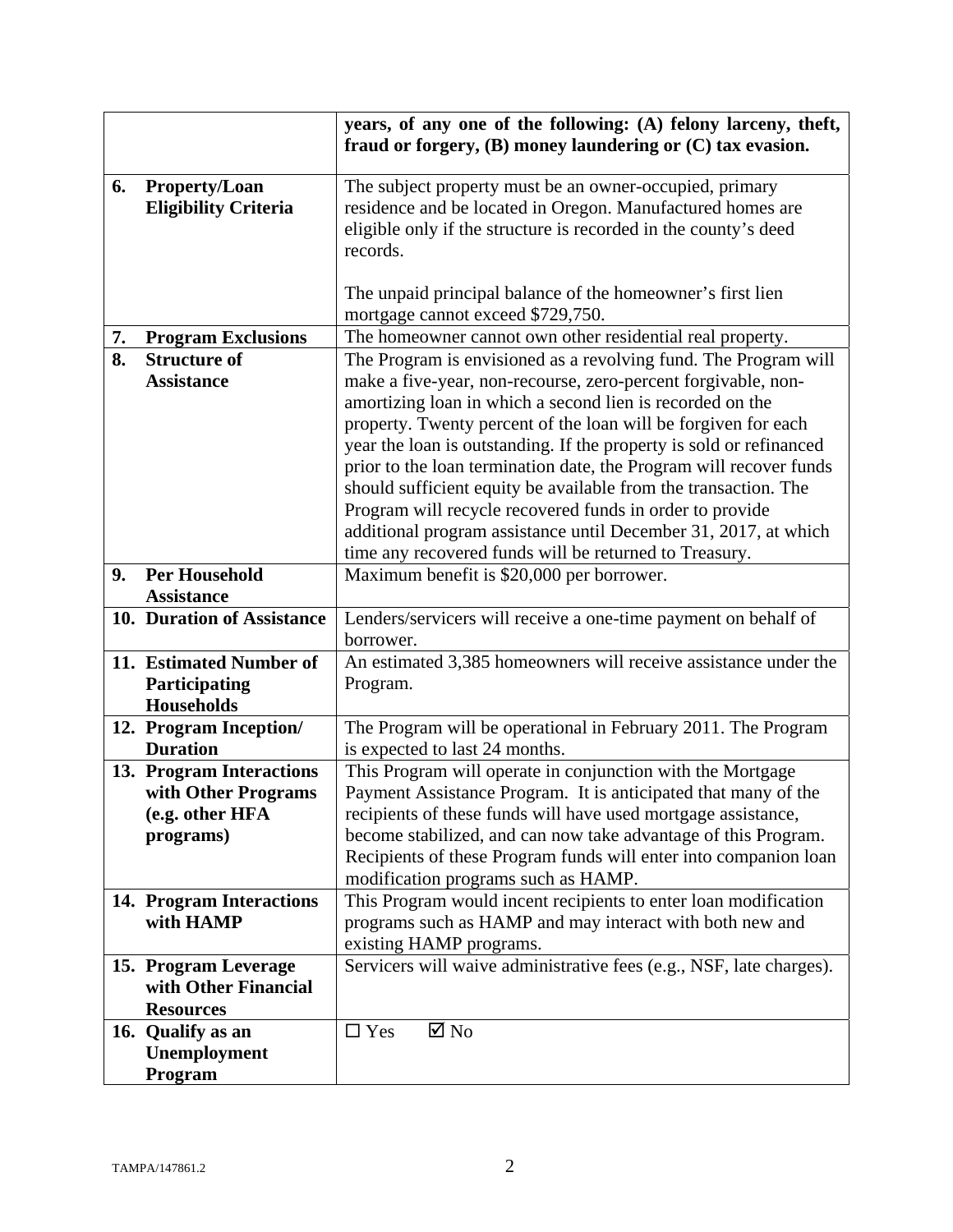| | |
|---|---|
| | **years, of any one of the following: (A) felony larceny, theft, fraud or forgery, (B) money laundering or (C) tax evasion.** |
| **6. Property/Loan Eligibility Criteria** | The subject property must be an owner-occupied, primary residence and be located in Oregon. Manufactured homes are eligible only if the structure is recorded in the county's deed records.<br><br>The unpaid principal balance of the homeowner's first lien mortgage cannot exceed $729,750. |
| **7. Program Exclusions** | The homeowner cannot own other residential real property. |
| **8. Structure of Assistance** | The Program is envisioned as a revolving fund. The Program will make a five-year, non-recourse, zero-percent forgivable, non-amortizing loan in which a second lien is recorded on the property. Twenty percent of the loan will be forgiven for each year the loan is outstanding. If the property is sold or refinanced prior to the loan termination date, the Program will recover funds should sufficient equity be available from the transaction. The Program will recycle recovered funds in order to provide additional program assistance until December 31, 2017, at which time any recovered funds will be returned to Treasury. |
| **9. Per Household Assistance** | Maximum benefit is $20,000 per borrower. |
| **10. Duration of Assistance** | Lenders/servicers will receive a one-time payment on behalf of borrower. |
| **11. Estimated Number of Participating Households** | An estimated 3,385 homeowners will receive assistance under the Program. |
| **12. Program Inception/ Duration** | The Program will be operational in February 2011. The Program is expected to last 24 months. |
| **13. Program Interactions with Other Programs (e.g. other HFA programs)** | This Program will operate in conjunction with the Mortgage Payment Assistance Program. It is anticipated that many of the recipients of these funds will have used mortgage assistance, become stabilized, and can now take advantage of this Program. Recipients of these Program funds will enter into companion loan modification programs such as HAMP. |
| **14. Program Interactions with HAMP** | This Program would incent recipients to enter loan modification programs such as HAMP and may interact with both new and existing HAMP programs. |
| **15. Program Leverage with Other Financial Resources** | Servicers will waive administrative fees (e.g., NSF, late charges). |
| **16. Qualify as an Unemployment Program** | ☐ Yes ☑ No |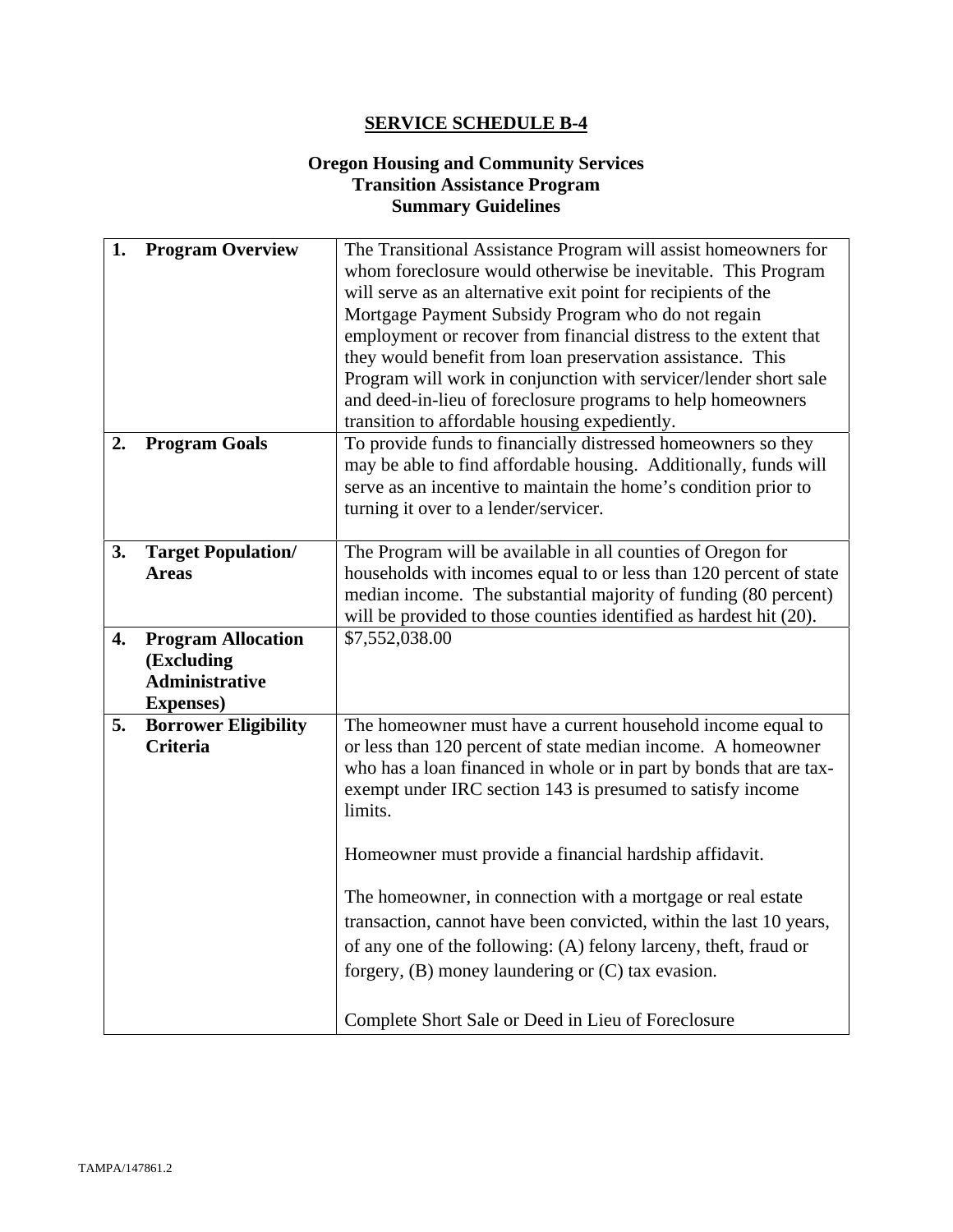# SERVICE SCHEDULE B-4

## Oregon Housing and Community Services Transition Assistance Program Summary Guidelines

| | |
|---|---|
| **1. Program Overview** | The Transitional Assistance Program will assist homeowners for whom foreclosure would otherwise be inevitable. This Program will serve as an alternative exit point for recipients of the Mortgage Payment Subsidy Program who do not regain employment or recover from financial distress to the extent that they would benefit from loan preservation assistance. This Program will work in conjunction with servicer/lender short sale and deed-in-lieu of foreclosure programs to help homeowners transition to affordable housing expediently. |
| **2. Program Goals** | To provide funds to financially distressed homeowners so they may be able to find affordable housing. Additionally, funds will serve as an incentive to maintain the home's condition prior to turning it over to a lender/servicer. |
| **3. Target Population/ Areas** | The Program will be available in all counties of Oregon for households with incomes equal to or less than 120 percent of state median income. The substantial majority of funding (80 percent) will be provided to those counties identified as hardest hit (20). |
| **4. Program Allocation (Excluding Administrative Expenses)** | \$7,552,038.00 |
| **5. Borrower Eligibility Criteria** | The homeowner must have a current household income equal to or less than 120 percent of state median income. A homeowner who has a loan financed in whole or in part by bonds that are tax-exempt under IRC section 143 is presumed to satisfy income limits.<br><br>Homeowner must provide a financial hardship affidavit.<br><br>The homeowner, in connection with a mortgage or real estate transaction, cannot have been convicted, within the last 10 years, of any one of the following: (A) felony larceny, theft, fraud or forgery, (B) money laundering or (C) tax evasion.<br><br>Complete Short Sale or Deed in Lieu of Foreclosure |

TAMPA/147861.2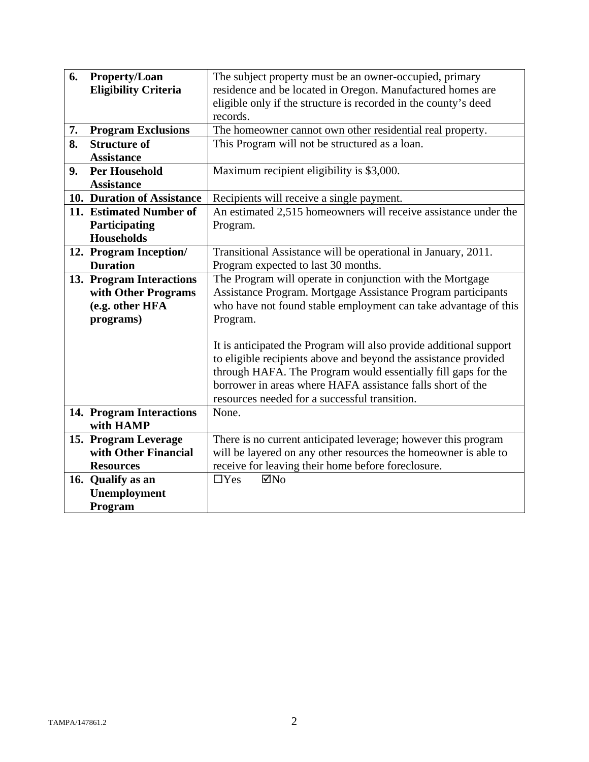| | |
|---|---|
| **6. Property/Loan Eligibility Criteria** | The subject property must be an owner-occupied, primary residence and be located in Oregon. Manufactured homes are eligible only if the structure is recorded in the county's deed records. |
| **7. Program Exclusions** | The homeowner cannot own other residential real property. |
| **8. Structure of Assistance** | This Program will not be structured as a loan. |
| **9. Per Household Assistance** | Maximum recipient eligibility is $3,000. |
| **10. Duration of Assistance** | Recipients will receive a single payment. |
| **11. Estimated Number of Participating Households** | An estimated 2,515 homeowners will receive assistance under the Program. |
| **12. Program Inception/ Duration** | Transitional Assistance will be operational in January, 2011. Program expected to last 30 months. |
| **13. Program Interactions with Other Programs (e.g. other HFA programs)** | The Program will operate in conjunction with the Mortgage Assistance Program. Mortgage Assistance Program participants who have not found stable employment can take advantage of this Program.<br><br>It is anticipated the Program will also provide additional support to eligible recipients above and beyond the assistance provided through HAFA. The Program would essentially fill gaps for the borrower in areas where HAFA assistance falls short of the resources needed for a successful transition. |
| **14. Program Interactions with HAMP** | None. |
| **15. Program Leverage with Other Financial Resources** | There is no current anticipated leverage; however this program will be layered on any other resources the homeowner is able to receive for leaving their home before foreclosure. |
| **16. Qualify as an Unemployment Program** | ☐Yes ☑No |

TAMPA/147861.2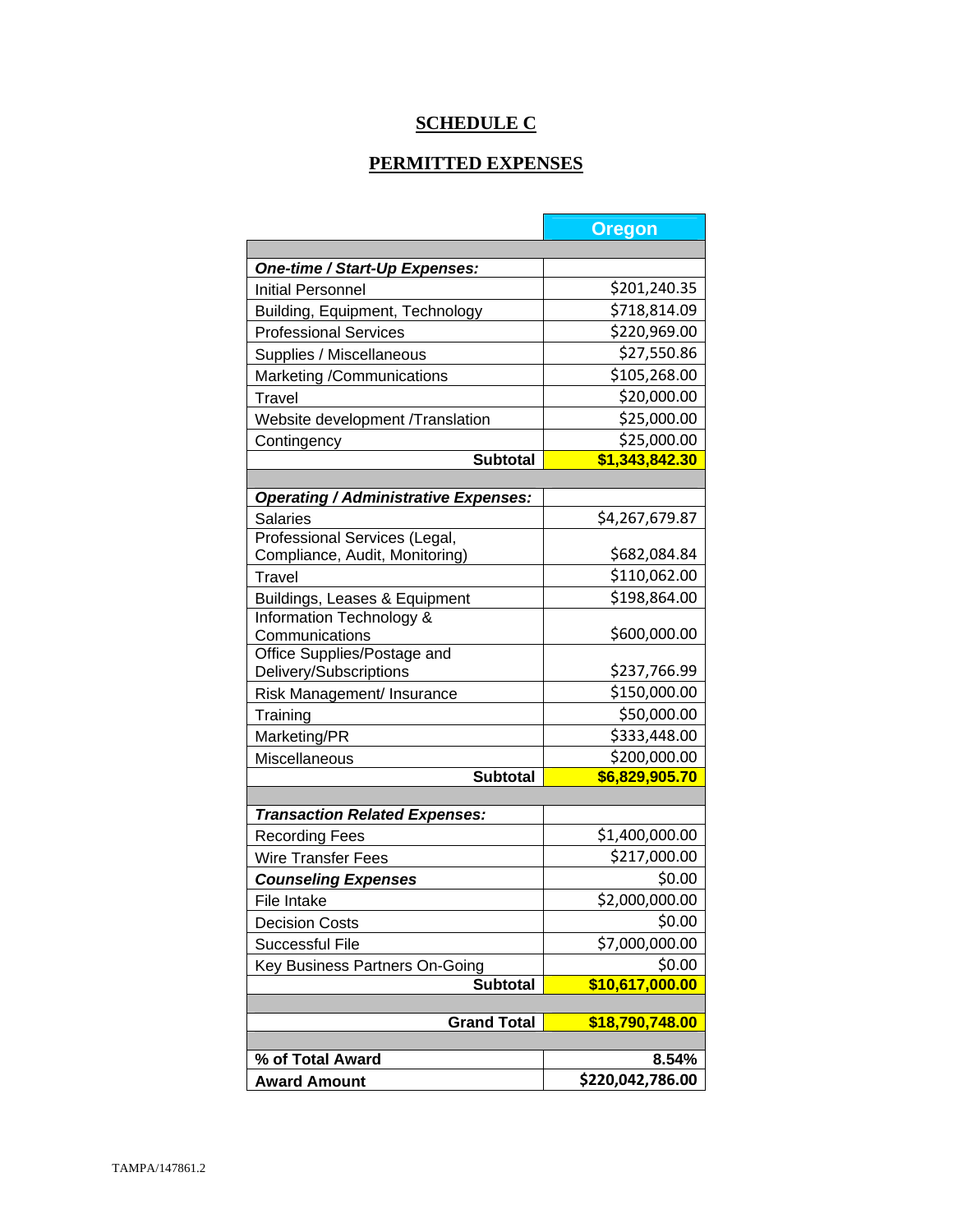# SCHEDULE C

## PERMITTED EXPENSES

| | Oregon |
|---|---|
| ***One-time / Start-Up Expenses:*** | |
| Initial Personnel | $201,240.35 |
| Building, Equipment, Technology | $718,814.09 |
| Professional Services | $220,969.00 |
| Supplies / Miscellaneous | $27,550.86 |
| Marketing /Communications | $105,268.00 |
| Travel | $20,000.00 |
| Website development /Translation | $25,000.00 |
| Contingency | $25,000.00 |
| **Subtotal** | **$1,343,842.30** |
| ***Operating / Administrative Expenses:*** | |
| Salaries | $4,267,679.87 |
| Professional Services (Legal, Compliance, Audit, Monitoring) | $682,084.84 |
| Travel | $110,062.00 |
| Buildings, Leases & Equipment | $198,864.00 |
| Information Technology & Communications | $600,000.00 |
| Office Supplies/Postage and Delivery/Subscriptions | $237,766.99 |
| Risk Management/ Insurance | $150,000.00 |
| Training | $50,000.00 |
| Marketing/PR | $333,448.00 |
| Miscellaneous | $200,000.00 |
| **Subtotal** | **$6,829,905.70** |
| ***Transaction Related Expenses:*** | |
| Recording Fees | $1,400,000.00 |
| Wire Transfer Fees | $217,000.00 |
| ***Counseling Expenses*** | $0.00 |
| File Intake | $2,000,000.00 |
| Decision Costs | $0.00 |
| Successful File | $7,000,000.00 |
| Key Business Partners On-Going | $0.00 |
| **Subtotal** | **$10,617,000.00** |
| **Grand Total** | **$18,790,748.00** |
| **% of Total Award** | **8.54%** |
| **Award Amount** | **$220,042,786.00** |

TAMPA/147861.2